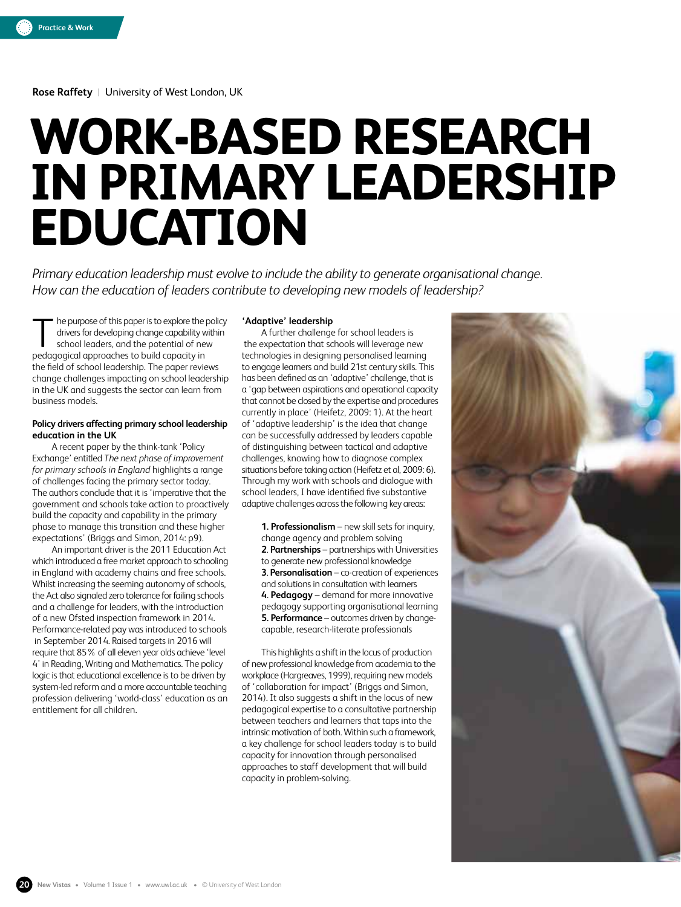Rose Raffety | University of West London, UK

# WORK-BASED RESEARCH IN PRIMARY LEADERSHIP EDUCATION

*Primary education leadership must evolve to include the ability to generate organisational change. How can the education of leaders contribute to developing new models of leadership?*

The purpose of this paper is to explore the policy drivers for developing change capability within school leaders, and the potential of new pedagogical approaches to build capacity in the field of school leadership. The paper reviews change challenges impacting on school leadership in the UK and suggests the sector can learn from business models.

### Policy drivers affecting primary school leadership education in the UK

A recent paper by the think-tank 'Policy Exchange' entitled *The next phase of improvement for primary schools in England* highlights a range of challenges facing the primary sector today. The authors conclude that it is 'imperative that the government and schools take action to proactively build the capacity and capability in the primary phase to manage this transition and these higher expectations' (Briggs and Simon, 2014: p9).

An important driver is the 2011 Education Act which introduced a free market approach to schooling in England with academy chains and free schools. Whilst increasing the seeming autonomy of schools, the Act also signaled zero tolerance for failing schools and a challenge for leaders, with the introduction of a new Ofsted inspection framework in 2014. Performance-related pay was introduced to schools in September 2014. Raised targets in 2016 will require that 85% of all eleven year olds achieve 'level 4' in Reading, Writing and Mathematics. The policy logic is that educational excellence is to be driven by system-led reform and a more accountable teaching profession delivering 'world-class' education as an entitlement for all children.

### 'Adaptive' leadership

A further challenge for school leaders is the expectation that schools will leverage new technologies in designing personalised learning to engage learners and build 21st century skills. This has been defined as an 'adaptive' challenge, that is a 'gap between aspirations and operational capacity that cannot be closed by the expertise and procedures currently in place' (Heifetz, 2009: 1). At the heart of 'adaptive leadership' is the idea that change can be successfully addressed by leaders capable of distinguishing between tactical and adaptive challenges, knowing how to diagnose complex situations before taking action (Heifetz et al, 2009: 6). Through my work with schools and dialogue with school leaders, I have identified five substantive adaptive challenges across the following key areas:

1. **Professionalism** – new skill sets for inquiry, change agency and problem solving
2. **Partnerships** – partnerships with Universities to generate new professional knowledge
3. **Personalisation** – co-creation of experiences and solutions in consultation with learners
4. **Pedagogy** – demand for more innovative pedagogy supporting organisational learning
5. **Performance** – outcomes driven by change-capable, research-literate professionals

This highlights a shift in the locus of production of new professional knowledge from academia to the workplace (Hargreaves, 1999), requiring new models of 'collaboration for impact' (Briggs and Simon, 2014). It also suggests a shift in the locus of new pedagogical expertise to a consultative partnership between teachers and learners that taps into the intrinsic motivation of both. Within such a framework, a key challenge for school leaders today is to build capacity for innovation through personalised approaches to staff development that will build capacity in problem-solving.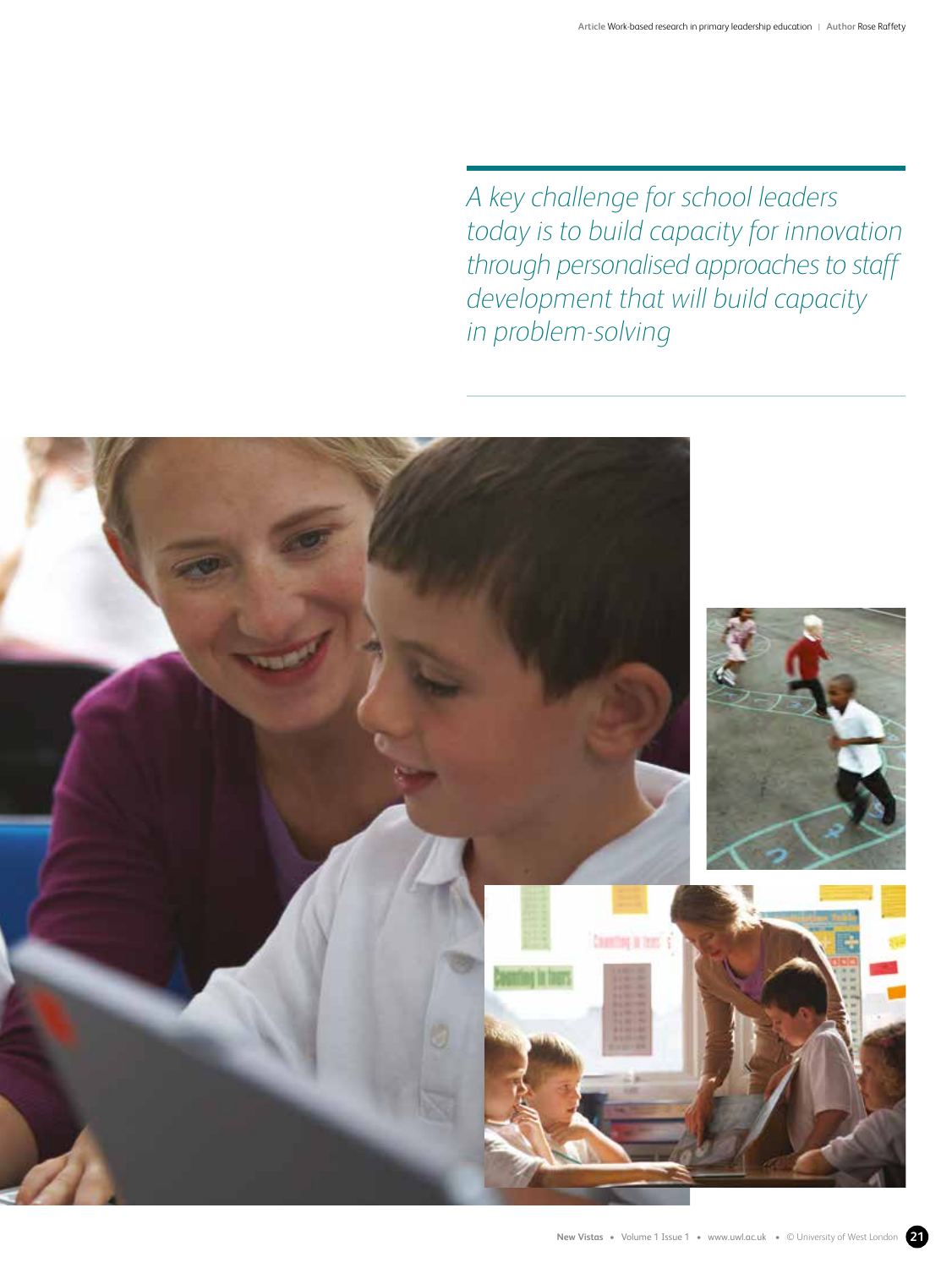*A key challenge for school leaders today is to build capacity for innovation through personalised approaches to staff development that will build capacity in problem-solving*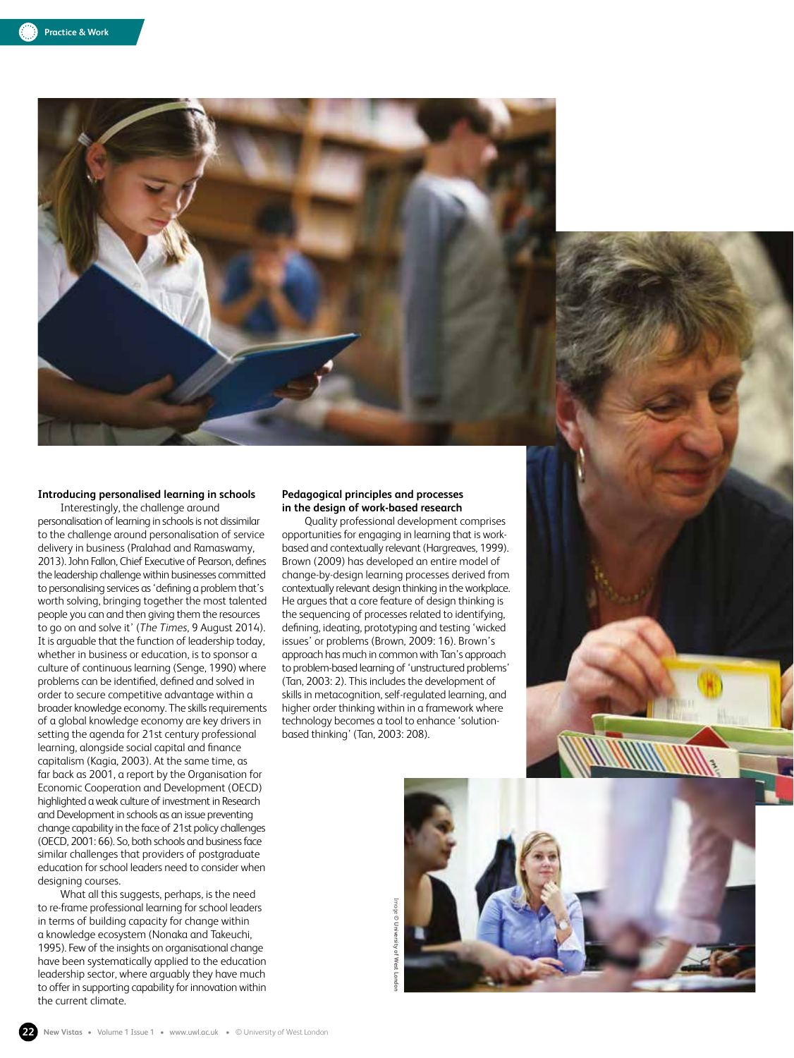### Introducing personalised learning in schools

Interestingly, the challenge around personalisation of learning in schools is not dissimilar to the challenge around personalisation of service delivery in business (Pralahad and Ramaswamy, 2013). John Fallon, Chief Executive of Pearson, defines the leadership challenge within businesses committed to personalising services as 'defining a problem that's worth solving, bringing together the most talented people you can and then giving them the resources to go on and solve it' (*The Times*, 9 August 2014). It is arguable that the function of leadership today, whether in business or education, is to sponsor a culture of continuous learning (Senge, 1990) where problems can be identified, defined and solved in order to secure competitive advantage within a broader knowledge economy. The skills requirements of a global knowledge economy are key drivers in setting the agenda for 21st century professional learning, alongside social capital and finance capitalism (Kagia, 2003). At the same time, as far back as 2001, a report by the Organisation for Economic Cooperation and Development (OECD) highlighted a weak culture of investment in Research and Development in schools as an issue preventing change capability in the face of 21st policy challenges (OECD, 2001: 66). So, both schools and business face similar challenges that providers of postgraduate education for school leaders need to consider when designing courses.

What all this suggests, perhaps, is the need to re-frame professional learning for school leaders in terms of building capacity for change within a knowledge ecosystem (Nonaka and Takeuchi, 1995). Few of the insights on organisational change have been systematically applied to the education leadership sector, where arguably they have much to offer in supporting capability for innovation within the current climate.

### Pedagogical principles and processes in the design of work-based research

Quality professional development comprises opportunities for engaging in learning that is work-based and contextually relevant (Hargreaves, 1999). Brown (2009) has developed an entire model of change-by-design learning processes derived from contextually relevant design thinking in the workplace. He argues that a core feature of design thinking is the sequencing of processes related to identifying, defining, ideating, prototyping and testing 'wicked issues' or problems (Brown, 2009: 16). Brown's approach has much in common with Tan's approach to problem-based learning of 'unstructured problems' (Tan, 2003: 2). This includes the development of skills in metacognition, self-regulated learning, and higher order thinking within in a framework where technology becomes a tool to enhance 'solution-based thinking' (Tan, 2003: 208).

Image © University of West London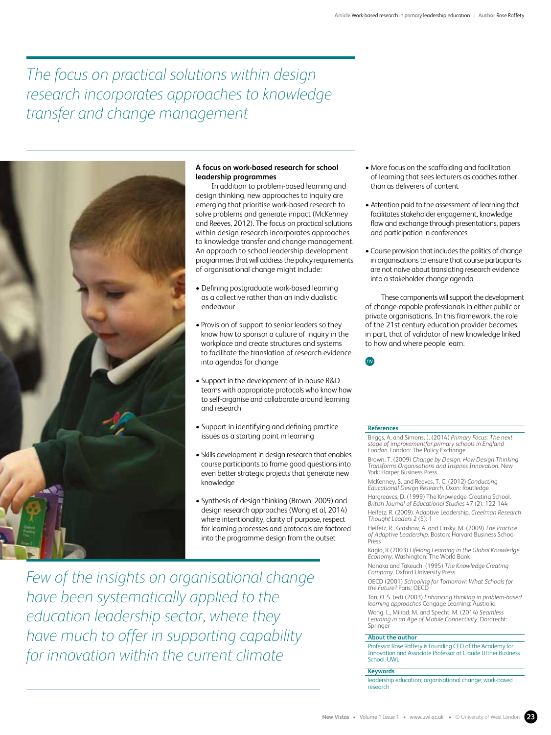*The focus on practical solutions within design research incorporates approaches to knowledge transfer and change management*

**A focus on work-based research for school leadership programmes**

In addition to problem-based learning and design thinking, new approaches to inquiry are emerging that prioritise work-based research to solve problems and generate impact (McKenney and Reeves, 2012). The focus on practical solutions within design research incorporates approaches to knowledge transfer and change management. An approach to school leadership development programmes that will address the policy requirements of organisational change might include:

- Defining postgraduate work-based learning as a collective rather than an individualistic endeavour
- Provision of support to senior leaders so they know how to sponsor a culture of inquiry in the workplace and create structures and systems to facilitate the translation of research evidence into agendas for change
- Support in the development of in-house R&D teams with appropriate protocols who know how to self-organise and collaborate around learning and research
- Support in identifying and defining practice issues as a starting point in learning
- Skills development in design research that enables course participants to frame good questions into even better strategic projects that generate new knowledge
- Synthesis of design thinking (Brown, 2009) and design research approaches (Wong et al, 2014) where intentionality, clarity of purpose, respect for learning processes and protocols are factored into the programme design from the outset
- More focus on the scaffolding and facilitation of learning that sees lecturers as coaches rather than as deliverers of content
- Attention paid to the assessment of learning that facilitates stakeholder engagement, knowledge flow and exchange through presentations, papers and participation in conferences
- Course provision that includes the politics of change in organisations to ensure that course participants are not naive about translating research evidence into a stakeholder change agenda

These components will support the development of change-capable professionals in either public or private organisations. In this framework, the role of the 21st century education provider becomes, in part, that of validator of new knowledge linked to how and where people learn.

*Few of the insights on organisational change have been systematically applied to the education leadership sector, where they have much to offer in supporting capability for innovation within the current climate*

**References**

Briggs, A. and Simons, J. (2014) *Primary Focus: The next stage of improvementfor primary schools in England London*. London: The Policy Exchange

Brown, T. (2009) *Change by Design: How Design Thinking Transforms Organisations and Inspires Innovation*. New York: Harper Business Press

McKenney, S. and Reeves, T. C. (2012) *Conducting Educational Design Research*. Oxon: Routledge

Hargreaves, D. (1999) The Knowledge-Creating School. *British Journal of Educational Studies* 47 (2): 122-144

Heifetz, R. (2009). Adaptive Leadership. *Creelman Research Thought Leaders* 2 (5): 1

Heifetz, R., Grashow, A. and Linsky, M. (2009) *The Practice of Adaptive Leadership*. Boston: Harvard Business School Press

Kagia, R (2003) *Lifelong Learning in the Global Knowledge Economy*. Washington: The World Bank

Nonaka and Takeuchi (1995) *The Knowledge Creating Company*. Oxford University Press

OECD (2001) *Schooling for Tomorrow: What Schools for the Future?* Paris: OECD

Tan, O. S. (ed) (2003) *Enhancing thinking in problem-based learning approaches* Cengage Learning: Australia

Wong, L., Milrad, M. and Specht, M. (2014) *Seamless Learning in an Age of Mobile Connectivity*. Dordrecht: Springer

**About the author**

Professor Rose Raffety is Founding CEO of the Academy for Innovation and Associate Professor at Claude Littner Business School, UWL

**Keywords**

leadership education; organisational change; work-based research